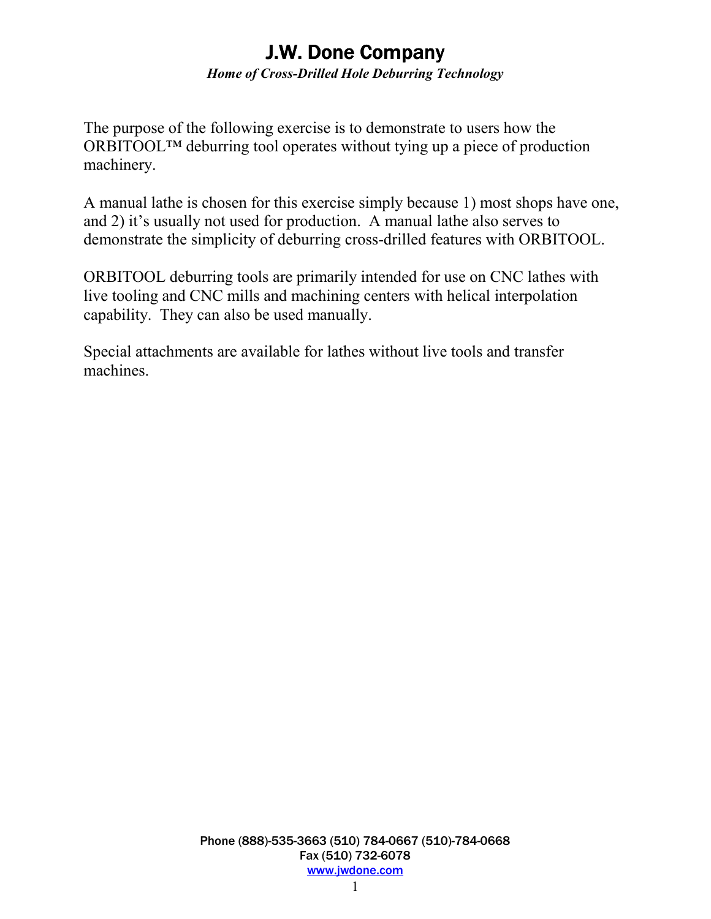# J.W. Done Company

*Home of Cross-Drilled Hole Deburring Technology*

The purpose of the following exercise is to demonstrate to users how the ORBITOOL™ deburring tool operates without tying up a piece of production machinery.

A manual lathe is chosen for this exercise simply because 1) most shops have one, and 2) it's usually not used for production. A manual lathe also serves to demonstrate the simplicity of deburring cross-drilled features with ORBITOOL.

ORBITOOL deburring tools are primarily intended for use on CNC lathes with live tooling and CNC mills and machining centers with helical interpolation capability. They can also be used manually.

Special attachments are available for lathes without live tools and transfer machines.

Phone (888)-535-3663 (510) 784-0667 (510)-784-0668
Fax (510) 732-6078
www.jwdone.com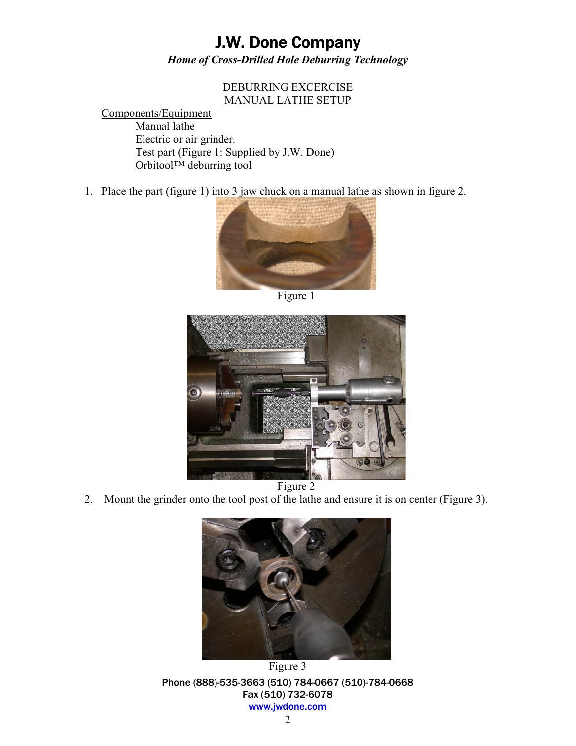# J.W. Done Company

***Home of Cross-Drilled Hole Deburring Technology***

DEBURRING EXCERCISE
MANUAL LATHE SETUP

<u>Components/Equipment</u>

Manual lathe
Electric or air grinder.
Test part (Figure 1: Supplied by J.W. Done)
Orbitool™ deburring tool

1. Place the part (figure 1) into 3 jaw chuck on a manual lathe as shown in figure 2.

Figure 1

Figure 2

2. Mount the grinder onto the tool post of the lathe and ensure it is on center (Figure 3).

Figure 3

**Phone (888)-535-3663 (510) 784-0667 (510)-784-0668**
**Fax (510) 732-6078**
**[www.jwdone.com](http://www.jwdone.com)**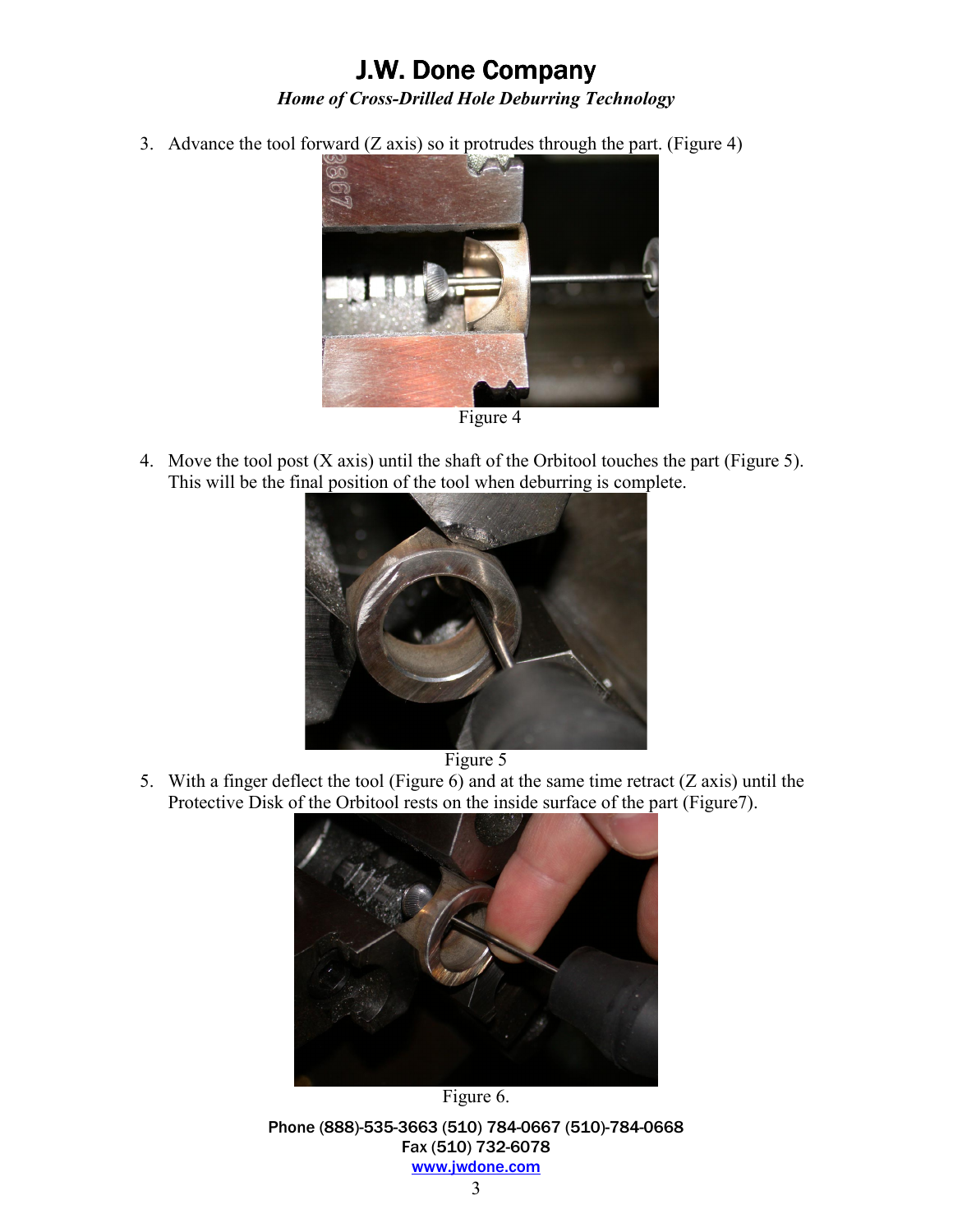3. Advance the tool forward (Z axis) so it protrudes through the part. (Figure 4)

Figure 4

4. Move the tool post (X axis) until the shaft of the Orbitool touches the part (Figure 5). This will be the final position of the tool when deburring is complete.

Figure 5

5. With a finger deflect the tool (Figure 6) and at the same time retract (Z axis) until the Protective Disk of the Orbitool rests on the inside surface of the part (Figure7).

Figure 6.

**Phone (888)-535-3663 (510) 784-0667 (510)-784-0668**
**Fax (510) 732-6078**
**www.jwdone.com**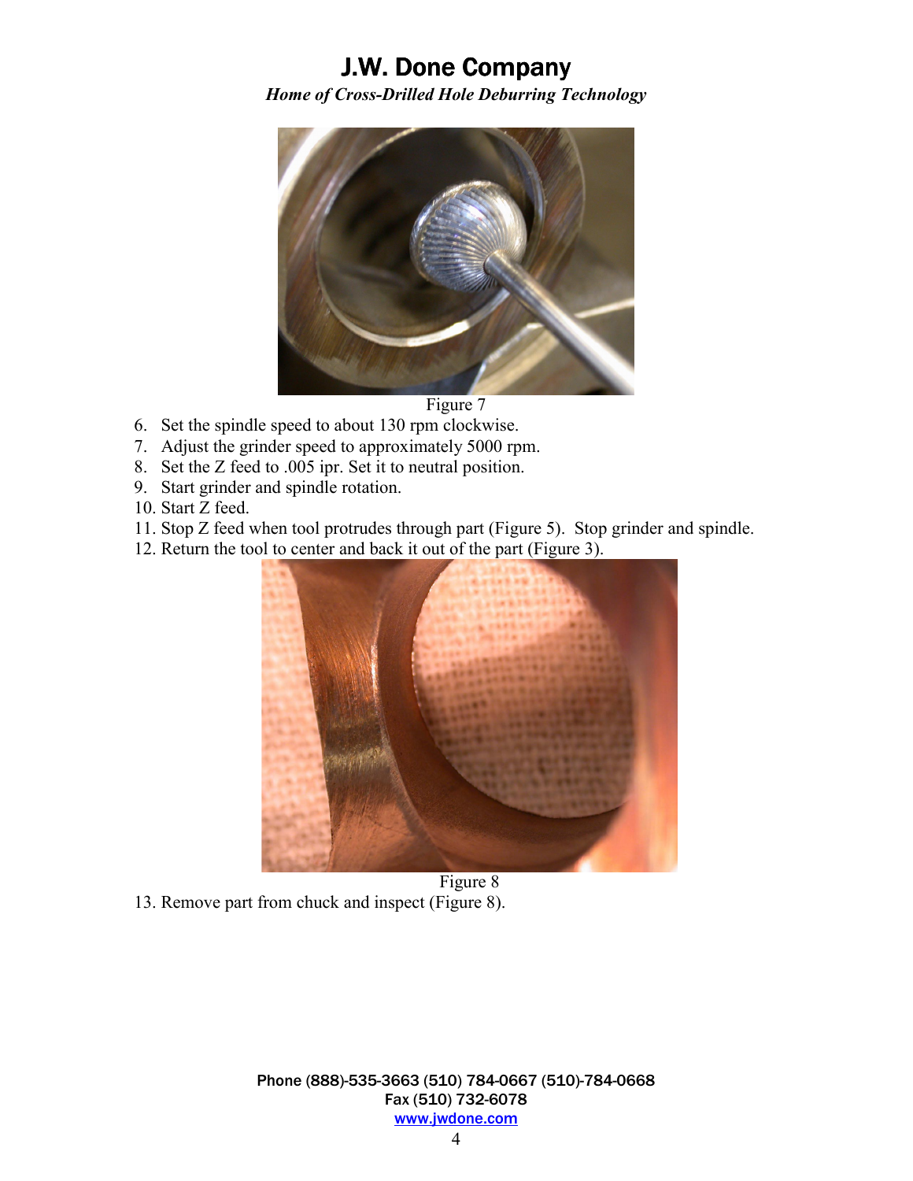Figure 7

6. Set the spindle speed to about 130 rpm clockwise.
7. Adjust the grinder speed to approximately 5000 rpm.
8. Set the Z feed to .005 ipr. Set it to neutral position.
9. Start grinder and spindle rotation.
10. Start Z feed.
11. Stop Z feed when tool protrudes through part (Figure 5). Stop grinder and spindle.
12. Return the tool to center and back it out of the part (Figure 3).

Figure 8

13. Remove part from chuck and inspect (Figure 8).